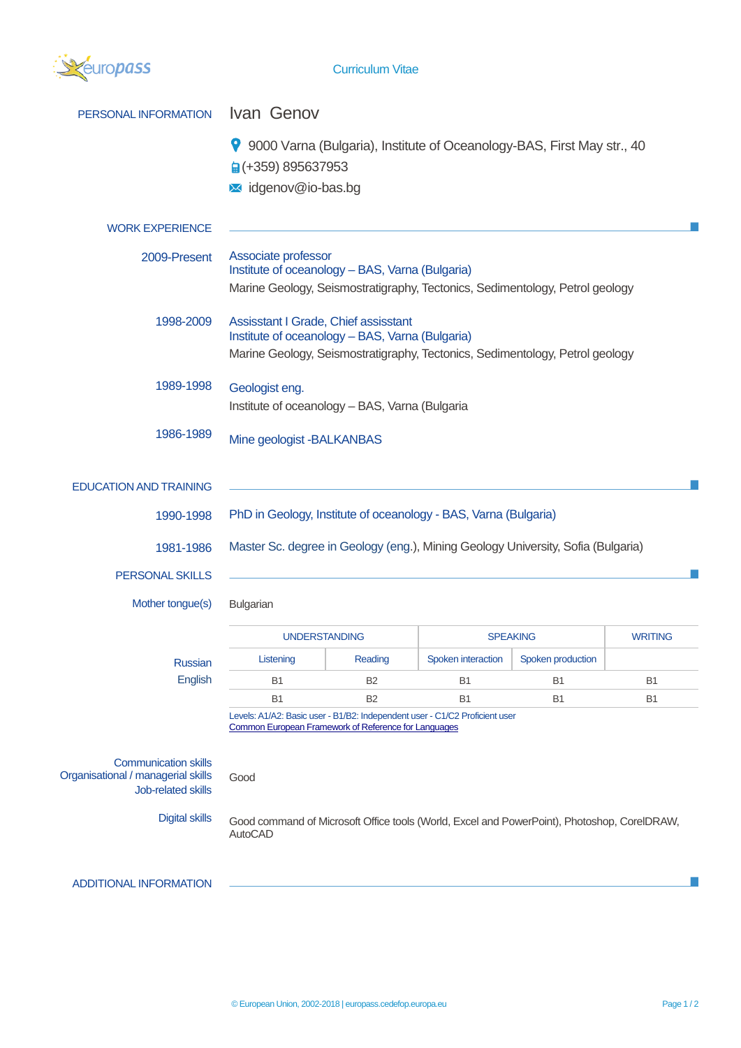Curriculum Vitae

## PERSONAL INFORMATION

# Ivan Genov

9000 Varna (Bulgaria), Institute of Oceanology-BAS, First May str., 40

(+359) 895637953

idgenov@io-bas.bg

## WORK EXPERIENCE

**2009-Present**

Associate professor
Institute of oceanology – BAS, Varna (Bulgaria)
Marine Geology, Seismostratigraphy, Tectonics, Sedimentology, Petrol geology

**1998-2009**

Assisstant I Grade, Chief assistant
Institute of oceanology – BAS, Varna (Bulgaria)
Marine Geology, Seismostratigraphy, Tectonics, Sedimentology, Petrol geology

**1989-1998**

Geologist eng.
Institute of oceanology – BAS, Varna (Bulgaria

**1986-1989**

Mine geologist -BALKANBAS

## EDUCATION AND TRAINING

**1990-1998**

PhD in Geology, Institute of oceanology - BAS, Varna (Bulgaria)

**1981-1986**

Master Sc. degree in Geology (eng.), Mining Geology University, Sofia (Bulgaria)

## PERSONAL SKILLS

**Mother tongue(s)**

Bulgarian

| | UNDERSTANDING | | SPEAKING | | WRITING |
|---|---|---|---|---|---|
| | Listening | Reading | Spoken interaction | Spoken production | |
| Russian | B1 | B2 | B1 | B1 | B1 |
| English | B1 | B2 | B1 | B1 | B1 |

Levels: A1/A2: Basic user - B1/B2: Independent user - C1/C2 Proficient user
Common European Framework of Reference for Languages

**Communication skills**
**Organisational / managerial skills**
**Job-related skills**

Good

**Digital skills**

Good command of Microsoft Office tools (World, Excel and PowerPoint), Photoshop, CorelDRAW, AutoCAD

## ADDITIONAL INFORMATION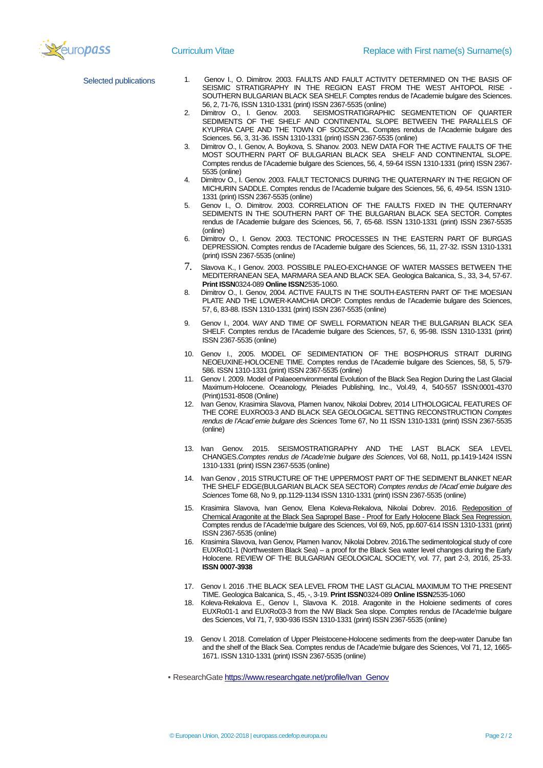## Selected publications

1. Genov I., O. Dimitrov. 2003. FAULTS AND FAULT ACTIVITY DETERMINED ON THE BASIS OF SEISMIC STRATIGRAPHY IN THE REGION EAST FROM THE WEST AHTOPOL RISE - SOUTHERN BULGARIAN BLACK SEA SHELF. Comptes rendus de l'Academie bulgare des Sciences. 56, 2, 71-76, ISSN 1310-1331 (print) ISSN 2367-5535 (online)
2. Dimitrov O., I. Genov. 2003. SEISMOSTRATIGRAPHIC SEGMENTETION OF QUARTER SEDIMENTS OF THE SHELF AND CONTINENTAL SLOPE BETWEEN THE PARALLELS OF KYUPRIA CAPE AND THE TOWN OF SOSZOPOL. Comptes rendus de l'Academie bulgare des Sciences. 56, 3, 31-36. ISSN 1310-1331 (print) ISSN 2367-5535 (online)
3. Dimitrov O., I. Genov, A. Boykova, S. Shanov. 2003. NEW DATA FOR THE ACTIVE FAULTS OF THE MOST SOUTHERN PART OF BULGARIAN BLACK SEA SHELF AND CONTINENTAL SLOPE. Comptes rendus de l'Academie bulgare des Sciences, 56, 4, 59-64 ISSN 1310-1331 (print) ISSN 2367-5535 (online)
4. Dimitrov O., I. Genov. 2003. FAULT TECTONICS DURING THE QUATERNARY IN THE REGION OF MICHURIN SADDLE. Comptes rendus de l'Academie bulgare des Sciences, 56, 6, 49-54. ISSN 1310-1331 (print) ISSN 2367-5535 (online)
5. Genov I., O. Dimitrov. 2003. CORRELATION OF THE FAULTS FIXED IN THE QUTERNARY SEDIMENTS IN THE SOUTHERN PART OF THE BULGARIAN BLACK SEA SECTOR. Comptes rendus de l'Academie bulgare des Sciences, 56, 7, 65-68. ISSN 1310-1331 (print) ISSN 2367-5535 (online)
6. Dimitrov O., I. Genov. 2003. TECTONIC PROCESSES IN THE EASTERN PART OF BURGAS DEPRESSION. Comptes rendus de l'Academie bulgare des Sciences, 56, 11, 27-32. ISSN 1310-1331 (print) ISSN 2367-5535 (online)
7. Slavova K., I Genov. 2003. POSSIBLE PALEO-EXCHANGE OF WATER MASSES BETWEEN THE MEDITERRANEAN SEA, MARMARA SEA AND BLACK SEA. Geologica Balcanica, S., 33, 3-4, 57-67. **Print ISSN**0324-089 **Online ISSN**2535-1060.
8. Dimitrov O., I. Genov, 2004. ACTIVE FAULTS IN THE SOUTH-EASTERN PART OF THE MOESIAN PLATE AND THE LOWER-KAMCHIA DROP. Comptes rendus de l'Academie bulgare des Sciences, 57, 6, 83-88. ISSN 1310-1331 (print) ISSN 2367-5535 (online)
9. Genov I., 2004. WAY AND TIME OF SWELL FORMATION NEAR THE BULGARIAN BLACK SEA SHELF. Comptes rendus de l'Academie bulgare des Sciences, 57, 6, 95-98. ISSN 1310-1331 (print) ISSN 2367-5535 (online)
10. Genov I., 2005. MODEL OF SEDIMENTATION OF THE BOSPHORUS STRAIT DURING NEOEUXINE-HOLOCENE TIME. Comptes rendus de l'Academie bulgare des Sciences, 58, 5, 579-586. ISSN 1310-1331 (print) ISSN 2367-5535 (online)
11. Genov I. 2009. Model of Palaeoenvironmental Evolution of the Black Sea Region During the Last Glacial Maximum-Holocene. Oceanology, Pleiades Publishing, Inc., Vol.49, 4, 540-557 ISSN:0001-4370 (Print)1531-8508 (Online)
12. Ivan Genov, Krasimira Slavova, Plamen Ivanov, Nikolai Dobrev, 2014 LITHOLOGICAL FEATURES OF THE CORE EUXRO03-3 AND BLACK SEA GEOLOGICAL SETTING RECONSTRUCTION *Comptes rendus de l'Acad´emie bulgare des Sciences* Tome 67, No 11 ISSN 1310-1331 (print) ISSN 2367-5535 (online)
13. Ivan Genov. 2015. SEISMOSTRATIGRAPHY AND THE LAST BLACK SEA LEVEL CHANGES.*Comptes rendus de l'Acade'mie bulgare des Sciences*, Vol 68, No11, pp.1419-1424 ISSN 1310-1331 (print) ISSN 2367-5535 (online)
14. Ivan Genov , 2015 STRUCTURE OF THE UPPERMOST PART OF THE SEDIMENT BLANKET NEAR THE SHELF EDGE(BULGARIAN BLACK SEA SECTOR) *Comptes rendus de l'Acad´emie bulgare des Sciences* Tome 68, No 9, pp.1129-1134 ISSN 1310-1331 (print) ISSN 2367-5535 (online)
15. Krasimira Slavova, Ivan Genov, Elena Koleva-Rekalova, Nikolai Dobrev. 2016. Redeposition of Chemical Aragonite at the Black Sea Sapropel Base - Proof for Early Holocene Black Sea Regression. Comptes rendus de l'Acade'mie bulgare des Sciences, Vol 69, No5, pp.607-614 ISSN 1310-1331 (print) ISSN 2367-5535 (online)
16. Krasimira Slavova, Ivan Genov, Plamen Ivanov, Nikolai Dobrev. 2016**.**The sedimentological study of core EUXRo01-1 (Northwestern Black Sea) – a proof for the Black Sea water level changes during the Early Holocene. REVIEW OF THE BULGARIAN GEOLOGICAL SOCIETY, vol. 77, part 2-3, 2016, 25-33. **ISSN 0007-3938**
17. Genov I. 2016 .THE BLACK SEA LEVEL FROM THE LAST GLACIAL MAXIMUM TO THE PRESENT TIME. Geologica Balcanica, S., 45, -, 3-19. **Print ISSN**0324-089 **Online ISSN**2535-1060
18. Koleva-Rekalova E., Genov I., Slavova K. 2018. Aragonite in the Holoiene sediments of cores EUXRo01-1 and EUXRo03-3 from the NW Black Sea slope. Comptes rendus de l'Acade'mie bulgare des Sciences, Vol 71, 7, 930-936 ISSN 1310-1331 (print) ISSN 2367-5535 (online)
19. Genov I. 2018. Correlation of Upper Pleistocene-Holocene sediments from the deep-water Danube fan and the shelf of the Black Sea. Comptes rendus de l'Acade'mie bulgare des Sciences, Vol 71, 12, 1665-1671. ISSN 1310-1331 (print) ISSN 2367-5535 (online)

- ResearchGate https://www.researchgate.net/profile/Ivan_Genov